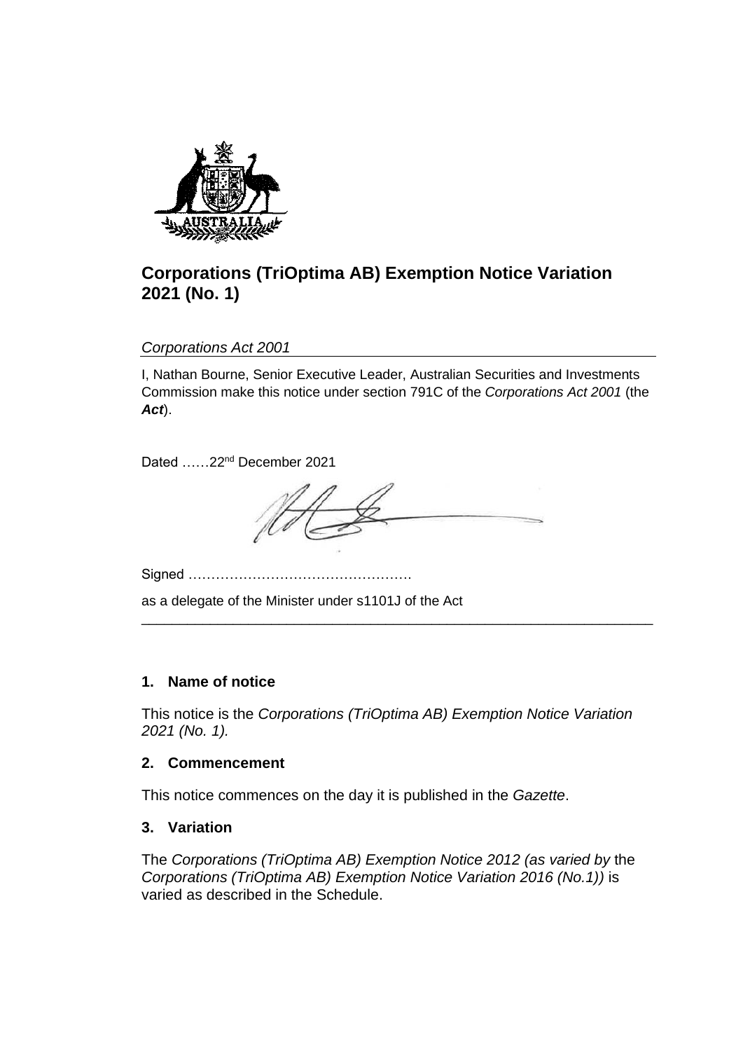# Corporations (TriOptima AB) Exemption Notice Variation 2021 (No. 1)

*Corporations Act 2001*

I, Nathan Bourne, Senior Executive Leader, Australian Securities and Investments Commission make this notice under section 791C of the *Corporations Act 2001* (the ***Act***).

Dated ……22nd December 2021

Signed ………………………………………….

as a delegate of the Minister under s1101J of the Act

---

## 1. Name of notice

This notice is the *Corporations (TriOptima AB) Exemption Notice Variation 2021 (No. 1).*

## 2. Commencement

This notice commences on the day it is published in the *Gazette*.

## 3. Variation

The *Corporations (TriOptima AB) Exemption Notice 2012 (as varied by* the *Corporations (TriOptima AB) Exemption Notice Variation 2016 (No.1))* is varied as described in the Schedule.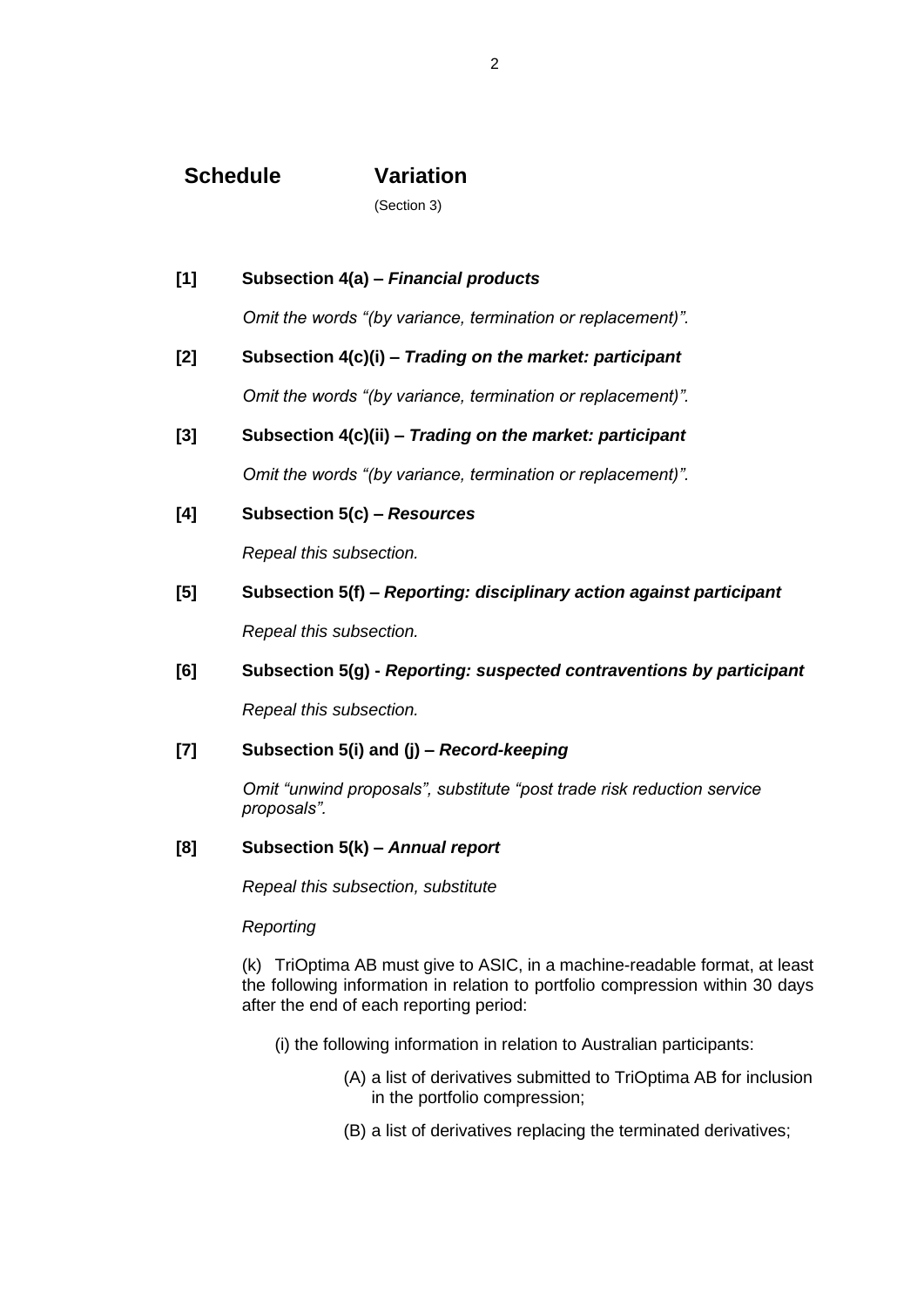## Schedule Variation

(Section 3)

**[1] Subsection 4(a) – *Financial products***

*Omit the words "(by variance, termination or replacement)".*

**[2] Subsection 4(c)(i) – *Trading on the market: participant***

*Omit the words "(by variance, termination or replacement)".*

**[3] Subsection 4(c)(ii) – *Trading on the market: participant***

*Omit the words "(by variance, termination or replacement)".*

**[4] Subsection 5(c) – *Resources***

*Repeal this subsection.*

**[5] Subsection 5(f) – *Reporting: disciplinary action against participant***

*Repeal this subsection.*

**[6] Subsection 5(g) - *Reporting: suspected contraventions by participant***

*Repeal this subsection.*

**[7] Subsection 5(i) and (j) – *Record-keeping***

*Omit "unwind proposals", substitute "post trade risk reduction service proposals".*

**[8] Subsection 5(k) – *Annual report***

*Repeal this subsection, substitute*

*Reporting*

(k) TriOptima AB must give to ASIC, in a machine-readable format, at least the following information in relation to portfolio compression within 30 days after the end of each reporting period:

(i) the following information in relation to Australian participants:

(A) a list of derivatives submitted to TriOptima AB for inclusion in the portfolio compression;

(B) a list of derivatives replacing the terminated derivatives;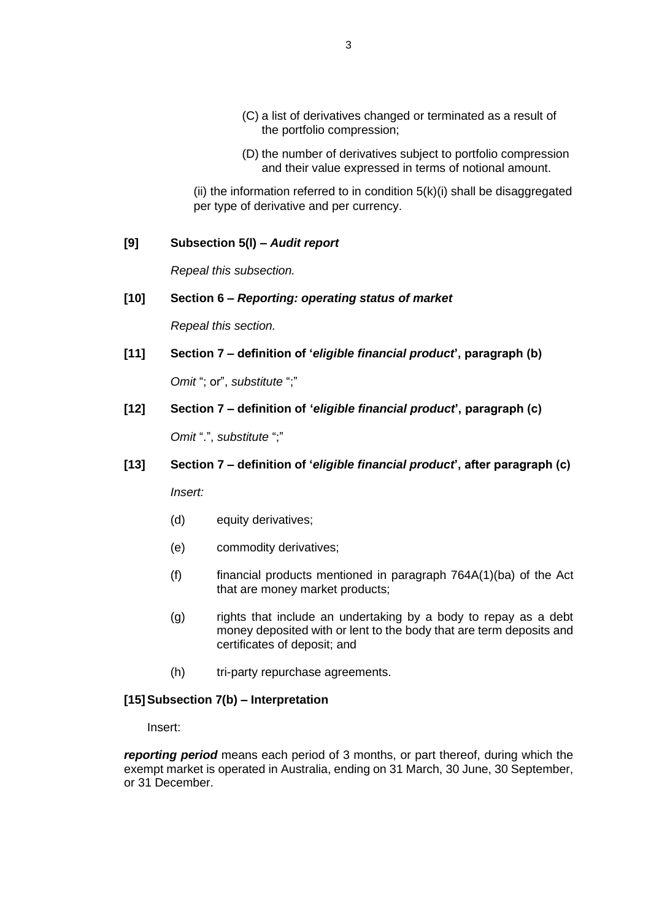(C) a list of derivatives changed or terminated as a result of the portfolio compression;

(D) the number of derivatives subject to portfolio compression and their value expressed in terms of notional amount.

(ii) the information referred to in condition 5(k)(i) shall be disaggregated per type of derivative and per currency.

**[9] Subsection 5(l) –** ***Audit report***

*Repeal this subsection.*

**[10] Section 6 –** ***Reporting: operating status of market***

*Repeal this section.*

**[11] Section 7 – definition of '*****eligible financial product*****', paragraph (b)**

*Omit* "; or", *substitute* ";"

**[12] Section 7 – definition of '*****eligible financial product*****', paragraph (c)**

*Omit* ".", *substitute* ";"

**[13] Section 7 – definition of '*****eligible financial product*****', after paragraph (c)**

*Insert:*

(d) equity derivatives;

(e) commodity derivatives;

(f) financial products mentioned in paragraph 764A(1)(ba) of the Act that are money market products;

(g) rights that include an undertaking by a body to repay as a debt money deposited with or lent to the body that are term deposits and certificates of deposit; and

(h) tri-party repurchase agreements.

**[15] Subsection 7(b) – Interpretation**

Insert:

***reporting period*** means each period of 3 months, or part thereof, during which the exempt market is operated in Australia, ending on 31 March, 30 June, 30 September, or 31 December.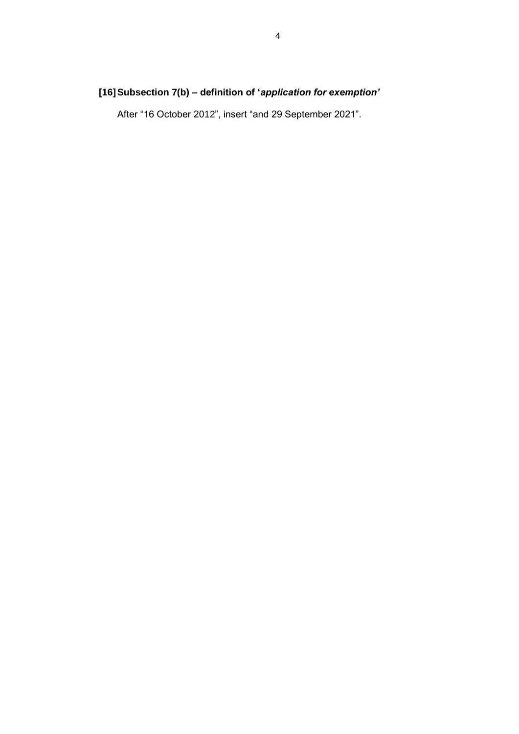**[16] Subsection 7(b) – definition of '*application for exemption'***

After "16 October 2012", insert "and 29 September 2021".